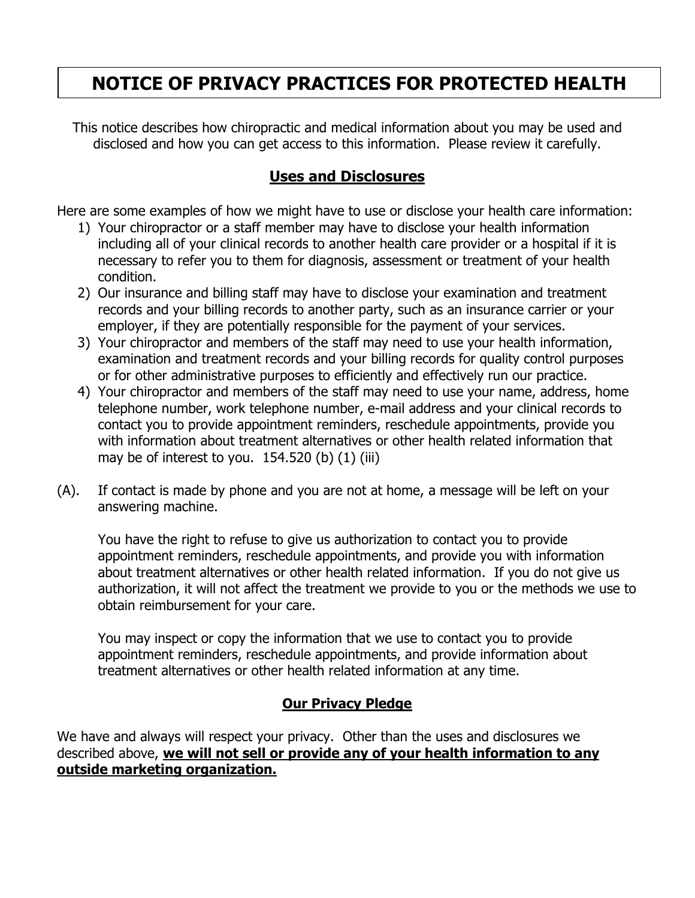# NOTICE OF PRIVACY PRACTICES FOR PROTECTED HEALTH

This notice describes how chiropractic and medical information about you may be used and disclosed and how you can get access to this information. Please review it carefully.

## Uses and Disclosures

Here are some examples of how we might have to use or disclose your health care information:

1) Your chiropractor or a staff member may have to disclose your health information including all of your clinical records to another health care provider or a hospital if it is necessary to refer you to them for diagnosis, assessment or treatment of your health condition.
2) Our insurance and billing staff may have to disclose your examination and treatment records and your billing records to another party, such as an insurance carrier or your employer, if they are potentially responsible for the payment of your services.
3) Your chiropractor and members of the staff may need to use your health information, examination and treatment records and your billing records for quality control purposes or for other administrative purposes to efficiently and effectively run our practice.
4) Your chiropractor and members of the staff may need to use your name, address, home telephone number, work telephone number, e-mail address and your clinical records to contact you to provide appointment reminders, reschedule appointments, provide you with information about treatment alternatives or other health related information that may be of interest to you. 154.520 (b) (1) (iii)

(A). If contact is made by phone and you are not at home, a message will be left on your answering machine.

You have the right to refuse to give us authorization to contact you to provide appointment reminders, reschedule appointments, and provide you with information about treatment alternatives or other health related information. If you do not give us authorization, it will not affect the treatment we provide to you or the methods we use to obtain reimbursement for your care.

You may inspect or copy the information that we use to contact you to provide appointment reminders, reschedule appointments, and provide information about treatment alternatives or other health related information at any time.

## Our Privacy Pledge

We have and always will respect your privacy. Other than the uses and disclosures we described above, **we will not sell or provide any of your health information to any outside marketing organization.**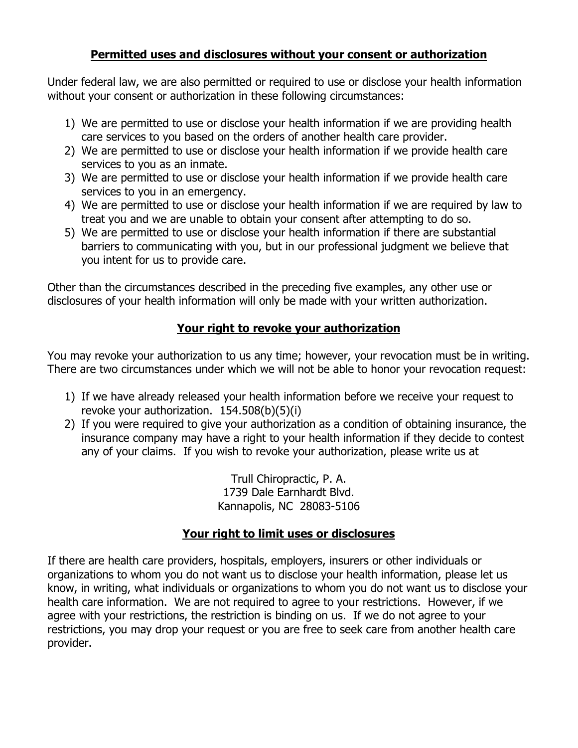**Permitted uses and disclosures without your consent or authorization**

Under federal law, we are also permitted or required to use or disclose your health information without your consent or authorization in these following circumstances:

1) We are permitted to use or disclose your health information if we are providing health care services to you based on the orders of another health care provider.
2) We are permitted to use or disclose your health information if we provide health care services to you as an inmate.
3) We are permitted to use or disclose your health information if we provide health care services to you in an emergency.
4) We are permitted to use or disclose your health information if we are required by law to treat you and we are unable to obtain your consent after attempting to do so.
5) We are permitted to use or disclose your health information if there are substantial barriers to communicating with you, but in our professional judgment we believe that you intent for us to provide care.

Other than the circumstances described in the preceding five examples, any other use or disclosures of your health information will only be made with your written authorization.

**Your right to revoke your authorization**

You may revoke your authorization to us any time; however, your revocation must be in writing. There are two circumstances under which we will not be able to honor your revocation request:

1) If we have already released your health information before we receive your request to revoke your authorization. 154.508(b)(5)(i)
2) If you were required to give your authorization as a condition of obtaining insurance, the insurance company may have a right to your health information if they decide to contest any of your claims. If you wish to revoke your authorization, please write us at

Trull Chiropractic, P. A.
1739 Dale Earnhardt Blvd.
Kannapolis, NC 28083-5106

**Your right to limit uses or disclosures**

If there are health care providers, hospitals, employers, insurers or other individuals or organizations to whom you do not want us to disclose your health information, please let us know, in writing, what individuals or organizations to whom you do not want us to disclose your health care information. We are not required to agree to your restrictions. However, if we agree with your restrictions, the restriction is binding on us. If we do not agree to your restrictions, you may drop your request or you are free to seek care from another health care provider.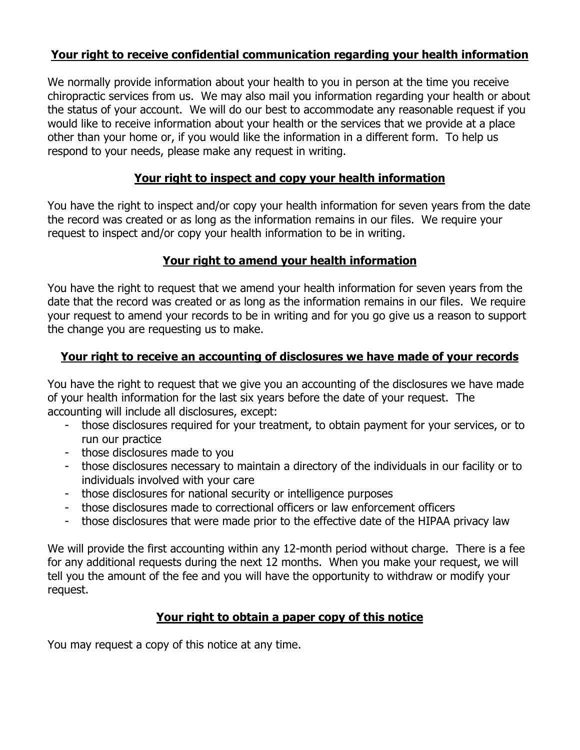## **Your right to receive confidential communication regarding your health information**

We normally provide information about your health to you in person at the time you receive chiropractic services from us. We may also mail you information regarding your health or about the status of your account. We will do our best to accommodate any reasonable request if you would like to receive information about your health or the services that we provide at a place other than your home or, if you would like the information in a different form. To help us respond to your needs, please make any request in writing.

## **Your right to inspect and copy your health information**

You have the right to inspect and/or copy your health information for seven years from the date the record was created or as long as the information remains in our files. We require your request to inspect and/or copy your health information to be in writing.

## **Your right to amend your health information**

You have the right to request that we amend your health information for seven years from the date that the record was created or as long as the information remains in our files. We require your request to amend your records to be in writing and for you go give us a reason to support the change you are requesting us to make.

## **Your right to receive an accounting of disclosures we have made of your records**

You have the right to request that we give you an accounting of the disclosures we have made of your health information for the last six years before the date of your request. The accounting will include all disclosures, except:

- those disclosures required for your treatment, to obtain payment for your services, or to run our practice
- those disclosures made to you
- those disclosures necessary to maintain a directory of the individuals in our facility or to individuals involved with your care
- those disclosures for national security or intelligence purposes
- those disclosures made to correctional officers or law enforcement officers
- those disclosures that were made prior to the effective date of the HIPAA privacy law

We will provide the first accounting within any 12-month period without charge. There is a fee for any additional requests during the next 12 months. When you make your request, we will tell you the amount of the fee and you will have the opportunity to withdraw or modify your request.

## **Your right to obtain a paper copy of this notice**

You may request a copy of this notice at any time.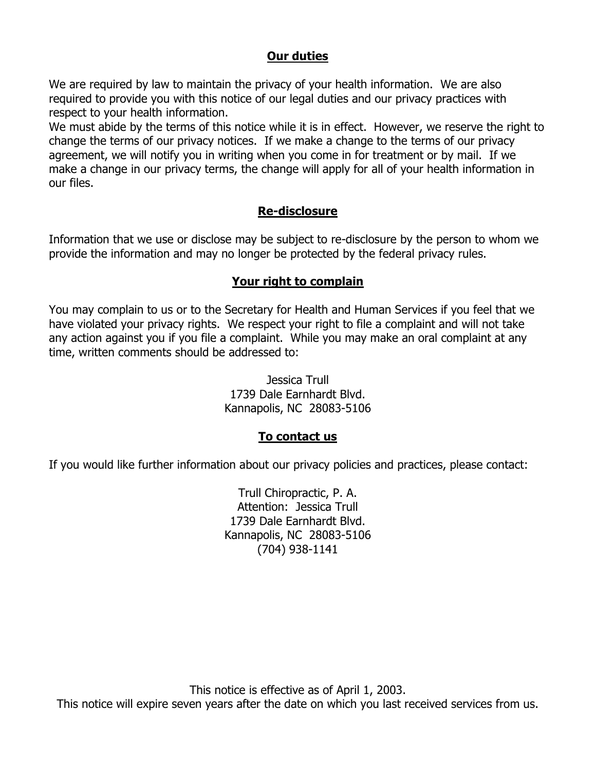## Our duties

We are required by law to maintain the privacy of your health information. We are also required to provide you with this notice of our legal duties and our privacy practices with respect to your health information.
We must abide by the terms of this notice while it is in effect. However, we reserve the right to change the terms of our privacy notices. If we make a change to the terms of our privacy agreement, we will notify you in writing when you come in for treatment or by mail. If we make a change in our privacy terms, the change will apply for all of your health information in our files.

## Re-disclosure

Information that we use or disclose may be subject to re-disclosure by the person to whom we provide the information and may no longer be protected by the federal privacy rules.

## Your right to complain

You may complain to us or to the Secretary for Health and Human Services if you feel that we have violated your privacy rights. We respect your right to file a complaint and will not take any action against you if you file a complaint. While you may make an oral complaint at any time, written comments should be addressed to:

Jessica Trull
1739 Dale Earnhardt Blvd.
Kannapolis, NC 28083-5106

## To contact us

If you would like further information about our privacy policies and practices, please contact:

Trull Chiropractic, P. A.
Attention: Jessica Trull
1739 Dale Earnhardt Blvd.
Kannapolis, NC 28083-5106
(704) 938-1141

This notice is effective as of April 1, 2003.
This notice will expire seven years after the date on which you last received services from us.